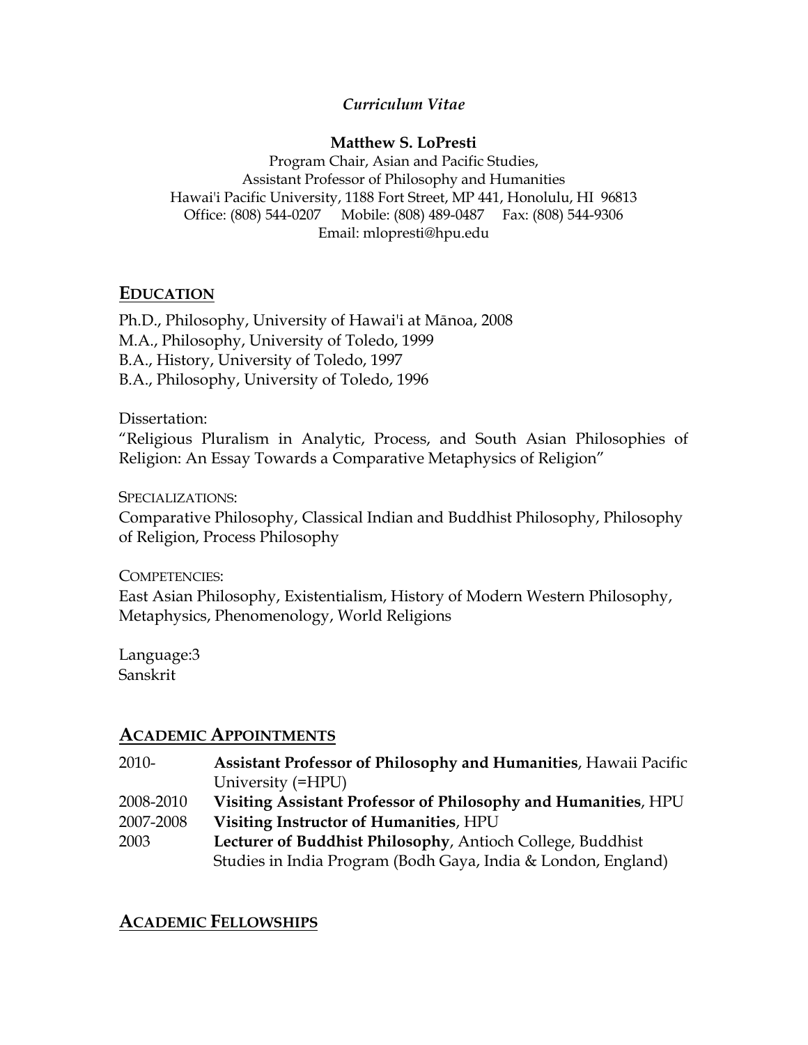*Curriculum Vitae*

**Matthew S. LoPresti**

Program Chair, Asian and Pacific Studies,
Assistant Professor of Philosophy and Humanities
Hawai'i Pacific University, 1188 Fort Street, MP 441, Honolulu, HI 96813
Office: (808) 544-0207 Mobile: (808) 489-0487 Fax: (808) 544-9306
Email: mlopresti@hpu.edu

## EDUCATION

Ph.D., Philosophy, University of Hawai'i at Mānoa, 2008
M.A., Philosophy, University of Toledo, 1999
B.A., History, University of Toledo, 1997
B.A., Philosophy, University of Toledo, 1996

Dissertation:
"Religious Pluralism in Analytic, Process, and South Asian Philosophies of Religion: An Essay Towards a Comparative Metaphysics of Religion"

SPECIALIZATIONS:
Comparative Philosophy, Classical Indian and Buddhist Philosophy, Philosophy of Religion, Process Philosophy

COMPETENCIES:
East Asian Philosophy, Existentialism, History of Modern Western Philosophy, Metaphysics, Phenomenology, World Religions

Language:3
Sanskrit

## ACADEMIC APPOINTMENTS

| | |
|---|---|
| 2010- | **Assistant Professor of Philosophy and Humanities**, Hawaii Pacific University (=HPU) |
| 2008-2010 | **Visiting Assistant Professor of Philosophy and Humanities**, HPU |
| 2007-2008 | **Visiting Instructor of Humanities**, HPU |
| 2003 | **Lecturer of Buddhist Philosophy**, Antioch College, Buddhist Studies in India Program (Bodh Gaya, India & London, England) |

## ACADEMIC FELLOWSHIPS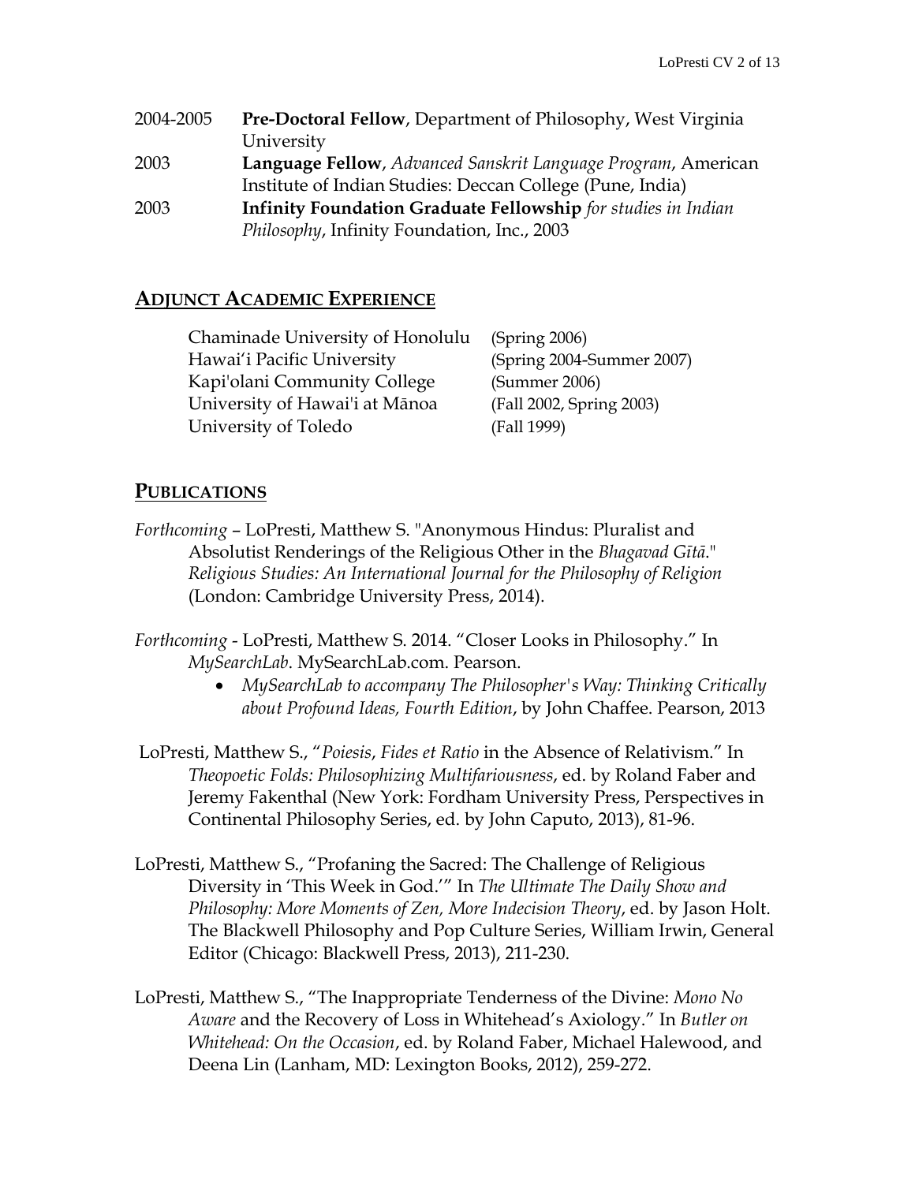| | |
|---|---|
| 2004-2005 | **Pre-Doctoral Fellow**, Department of Philosophy, West Virginia University |
| 2003 | **Language Fellow**, *Advanced Sanskrit Language Program*, American Institute of Indian Studies: Deccan College (Pune, India) |
| 2003 | **Infinity Foundation Graduate Fellowship** *for studies in Indian Philosophy*, Infinity Foundation, Inc., 2003 |

## ADJUNCT ACADEMIC EXPERIENCE

| | |
|---|---|
| Chaminade University of Honolulu | (Spring 2006) |
| Hawai'i Pacific University | (Spring 2004-Summer 2007) |
| Kapi'olani Community College | (Summer 2006) |
| University of Hawai'i at Mānoa | (Fall 2002, Spring 2003) |
| University of Toledo | (Fall 1999) |

## PUBLICATIONS

*Forthcoming* – LoPresti, Matthew S. "Anonymous Hindus: Pluralist and Absolutist Renderings of the Religious Other in the *Bhagavad Gītā*." *Religious Studies: An International Journal for the Philosophy of Religion* (London: Cambridge University Press, 2014).

*Forthcoming* - LoPresti, Matthew S. 2014. "Closer Looks in Philosophy." In *MySearchLab*. MySearchLab.com. Pearson.

- *MySearchLab to accompany The Philosopher's Way: Thinking Critically about Profound Ideas, Fourth Edition*, by John Chaffee. Pearson, 2013

LoPresti, Matthew S., "*Poiesis*, *Fides et Ratio* in the Absence of Relativism." In *Theopoetic Folds: Philosophizing Multifariousness*, ed. by Roland Faber and Jeremy Fakenthal (New York: Fordham University Press, Perspectives in Continental Philosophy Series, ed. by John Caputo, 2013), 81-96.

LoPresti, Matthew S., "Profaning the Sacred: The Challenge of Religious Diversity in 'This Week in God.'" In *The Ultimate The Daily Show and Philosophy: More Moments of Zen, More Indecision Theory*, ed. by Jason Holt. The Blackwell Philosophy and Pop Culture Series, William Irwin, General Editor (Chicago: Blackwell Press, 2013), 211-230.

LoPresti, Matthew S., "The Inappropriate Tenderness of the Divine: *Mono No Aware* and the Recovery of Loss in Whitehead's Axiology." In *Butler on Whitehead: On the Occasion*, ed. by Roland Faber, Michael Halewood, and Deena Lin (Lanham, MD: Lexington Books, 2012), 259-272.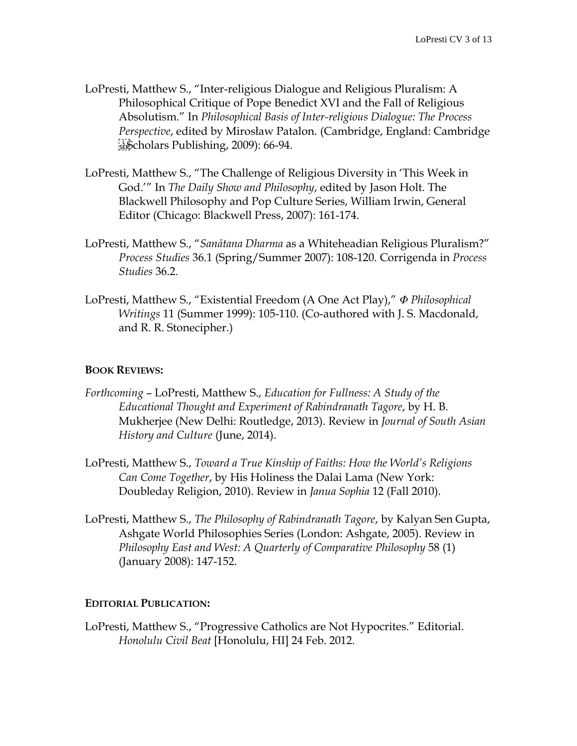LoPresti, Matthew S., "Inter-religious Dialogue and Religious Pluralism: A Philosophical Critique of Pope Benedict XVI and the Fall of Religious Absolutism." In *Philosophical Basis of Inter-religious Dialogue: The Process Perspective*, edited by Mirosław Patalon. (Cambridge, England: Cambridge Scholars Publishing, 2009): 66-94.

LoPresti, Matthew S., "The Challenge of Religious Diversity in 'This Week in God.'" In *The Daily Show and Philosophy*, edited by Jason Holt. The Blackwell Philosophy and Pop Culture Series, William Irwin, General Editor (Chicago: Blackwell Press, 2007): 161-174.

LoPresti, Matthew S., "*Sanātana Dharma* as a Whiteheadian Religious Pluralism?" *Process Studies* 36.1 (Spring/Summer 2007): 108-120. Corrigenda in *Process Studies* 36.2.

LoPresti, Matthew S., "Existential Freedom (A One Act Play)," *Φ Philosophical Writings* 11 (Summer 1999): 105-110. (Co-authored with J. S. Macdonald, and R. R. Stonecipher.)

**BOOK REVIEWS:**

*Forthcoming* – LoPresti, Matthew S., *Education for Fullness: A Study of the Educational Thought and Experiment of Rabindranath Tagore*, by H. B. Mukherjee (New Delhi: Routledge, 2013). Review in *Journal of South Asian History and Culture* (June, 2014).

LoPresti, Matthew S., *Toward a True Kinship of Faiths: How the World's Religions Can Come Together*, by His Holiness the Dalai Lama (New York: Doubleday Religion, 2010). Review in *Janua Sophia* 12 (Fall 2010).

LoPresti, Matthew S., *The Philosophy of Rabindranath Tagore*, by Kalyan Sen Gupta, Ashgate World Philosophies Series (London: Ashgate, 2005). Review in *Philosophy East and West: A Quarterly of Comparative Philosophy* 58 (1) (January 2008): 147-152.

**EDITORIAL PUBLICATION:**

LoPresti, Matthew S., "Progressive Catholics are Not Hypocrites." Editorial. *Honolulu Civil Beat* [Honolulu, HI] 24 Feb. 2012.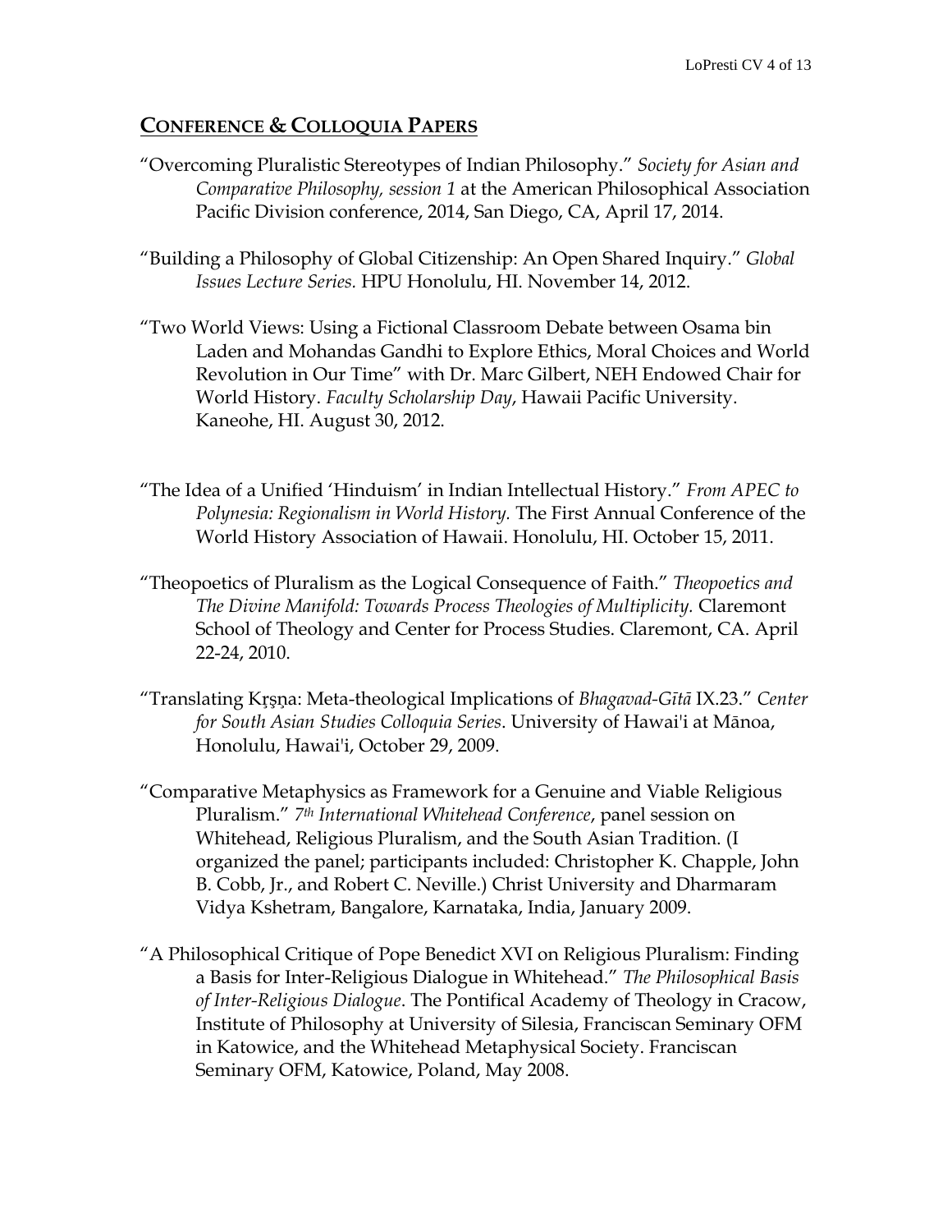## CONFERENCE & COLLOQUIA PAPERS

"Overcoming Pluralistic Stereotypes of Indian Philosophy." *Society for Asian and Comparative Philosophy, session 1* at the American Philosophical Association Pacific Division conference, 2014, San Diego, CA, April 17, 2014.

"Building a Philosophy of Global Citizenship: An Open Shared Inquiry." *Global Issues Lecture Series.* HPU Honolulu, HI. November 14, 2012.

"Two World Views: Using a Fictional Classroom Debate between Osama bin Laden and Mohandas Gandhi to Explore Ethics, Moral Choices and World Revolution in Our Time" with Dr. Marc Gilbert, NEH Endowed Chair for World History. *Faculty Scholarship Day*, Hawaii Pacific University. Kaneohe, HI. August 30, 2012.

"The Idea of a Unified 'Hinduism' in Indian Intellectual History." *From APEC to Polynesia: Regionalism in World History.* The First Annual Conference of the World History Association of Hawaii. Honolulu, HI. October 15, 2011.

"Theopoetics of Pluralism as the Logical Consequence of Faith." *Theopoetics and The Divine Manifold: Towards Process Theologies of Multiplicity.* Claremont School of Theology and Center for Process Studies. Claremont, CA. April 22-24, 2010.

"Translating Kṛṣṇa: Meta-theological Implications of *Bhagavad-Gītā* IX.23." *Center for South Asian Studies Colloquia Series*. University of Hawai'i at Mānoa, Honolulu, Hawai'i, October 29, 2009.

"Comparative Metaphysics as Framework for a Genuine and Viable Religious Pluralism." *7th International Whitehead Conference*, panel session on Whitehead, Religious Pluralism, and the South Asian Tradition. (I organized the panel; participants included: Christopher K. Chapple, John B. Cobb, Jr., and Robert C. Neville.) Christ University and Dharmaram Vidya Kshetram, Bangalore, Karnataka, India, January 2009.

"A Philosophical Critique of Pope Benedict XVI on Religious Pluralism: Finding a Basis for Inter-Religious Dialogue in Whitehead." *The Philosophical Basis of Inter-Religious Dialogue*. The Pontifical Academy of Theology in Cracow, Institute of Philosophy at University of Silesia, Franciscan Seminary OFM in Katowice, and the Whitehead Metaphysical Society. Franciscan Seminary OFM, Katowice, Poland, May 2008.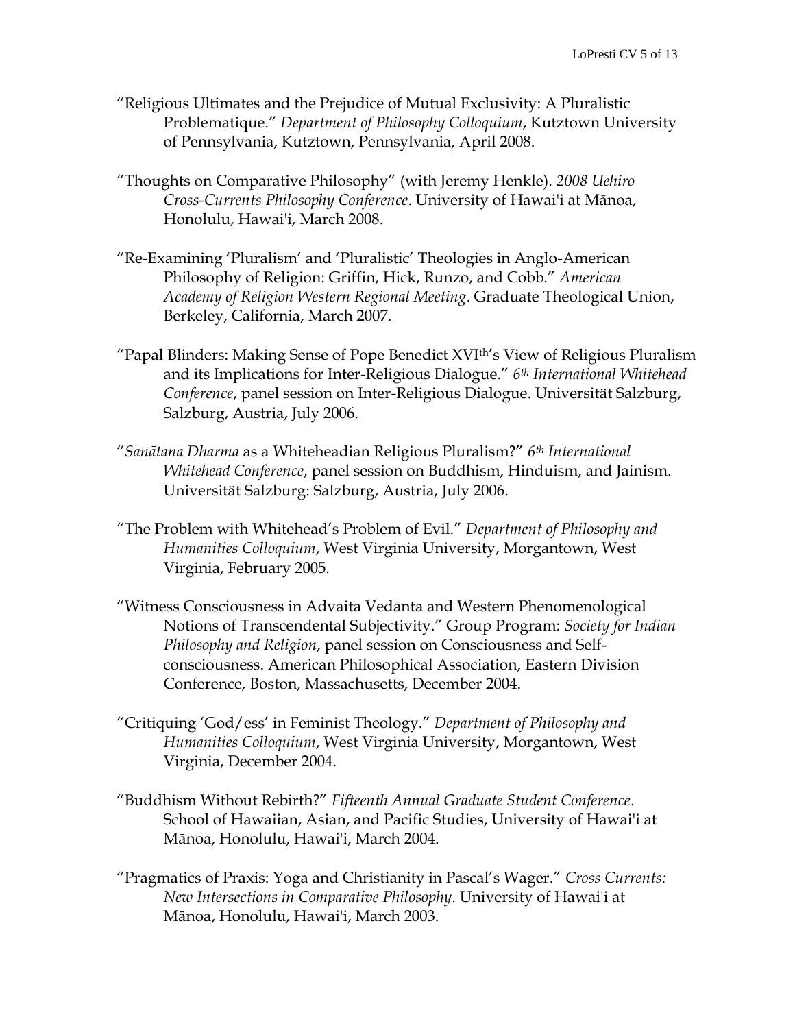"Religious Ultimates and the Prejudice of Mutual Exclusivity: A Pluralistic Problematique." *Department of Philosophy Colloquium*, Kutztown University of Pennsylvania, Kutztown, Pennsylvania, April 2008.

"Thoughts on Comparative Philosophy" (with Jeremy Henkle). *2008 Uehiro Cross-Currents Philosophy Conference*. University of Hawai'i at Mānoa, Honolulu, Hawai'i, March 2008.

"Re-Examining 'Pluralism' and 'Pluralistic' Theologies in Anglo-American Philosophy of Religion: Griffin, Hick, Runzo, and Cobb." *American Academy of Religion Western Regional Meeting*. Graduate Theological Union, Berkeley, California, March 2007.

"Papal Blinders: Making Sense of Pope Benedict XVIth's View of Religious Pluralism and its Implications for Inter-Religious Dialogue." *6th International Whitehead Conference*, panel session on Inter-Religious Dialogue. Universität Salzburg, Salzburg, Austria, July 2006.

"*Sanātana Dharma* as a Whiteheadian Religious Pluralism?" *6th International Whitehead Conference*, panel session on Buddhism, Hinduism, and Jainism. Universität Salzburg: Salzburg, Austria, July 2006.

"The Problem with Whitehead's Problem of Evil." *Department of Philosophy and Humanities Colloquium*, West Virginia University, Morgantown, West Virginia, February 2005.

"Witness Consciousness in Advaita Vedānta and Western Phenomenological Notions of Transcendental Subjectivity." Group Program: *Society for Indian Philosophy and Religion*, panel session on Consciousness and Self-consciousness. American Philosophical Association, Eastern Division Conference, Boston, Massachusetts, December 2004.

"Critiquing 'God/ess' in Feminist Theology." *Department of Philosophy and Humanities Colloquium*, West Virginia University, Morgantown, West Virginia, December 2004.

"Buddhism Without Rebirth?" *Fifteenth Annual Graduate Student Conference*. School of Hawaiian, Asian, and Pacific Studies, University of Hawai'i at Mānoa, Honolulu, Hawai'i, March 2004.

"Pragmatics of Praxis: Yoga and Christianity in Pascal's Wager." *Cross Currents: New Intersections in Comparative Philosophy*. University of Hawai'i at Mānoa, Honolulu, Hawai'i, March 2003.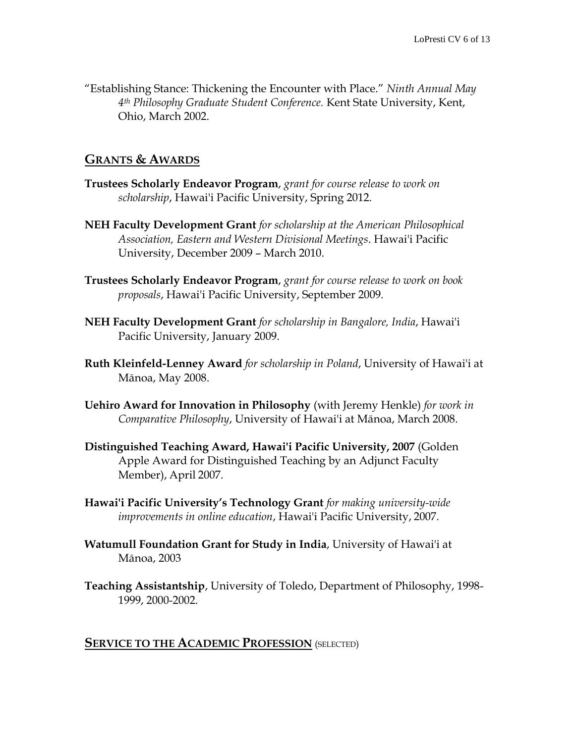"Establishing Stance: Thickening the Encounter with Place." *Ninth Annual May 4th Philosophy Graduate Student Conference.* Kent State University, Kent, Ohio, March 2002.

## GRANTS & AWARDS

**Trustees Scholarly Endeavor Program**, *grant for course release to work on scholarship*, Hawai'i Pacific University, Spring 2012.

**NEH Faculty Development Grant** *for scholarship at the American Philosophical Association, Eastern and Western Divisional Meetings*. Hawai'i Pacific University, December 2009 – March 2010.

**Trustees Scholarly Endeavor Program**, *grant for course release to work on book proposals*, Hawai'i Pacific University, September 2009.

**NEH Faculty Development Grant** *for scholarship in Bangalore, India*, Hawai'i Pacific University, January 2009.

**Ruth Kleinfeld-Lenney Award** *for scholarship in Poland*, University of Hawai'i at Mānoa, May 2008.

**Uehiro Award for Innovation in Philosophy** (with Jeremy Henkle) *for work in Comparative Philosophy*, University of Hawai'i at Mānoa, March 2008.

**Distinguished Teaching Award, Hawai'i Pacific University, 2007** (Golden Apple Award for Distinguished Teaching by an Adjunct Faculty Member), April 2007.

**Hawai'i Pacific University's Technology Grant** *for making university-wide improvements in online education*, Hawai'i Pacific University, 2007.

**Watumull Foundation Grant for Study in India**, University of Hawai'i at Mānoa, 2003

**Teaching Assistantship**, University of Toledo, Department of Philosophy, 1998-1999, 2000-2002.

## SERVICE TO THE ACADEMIC PROFESSION (SELECTED)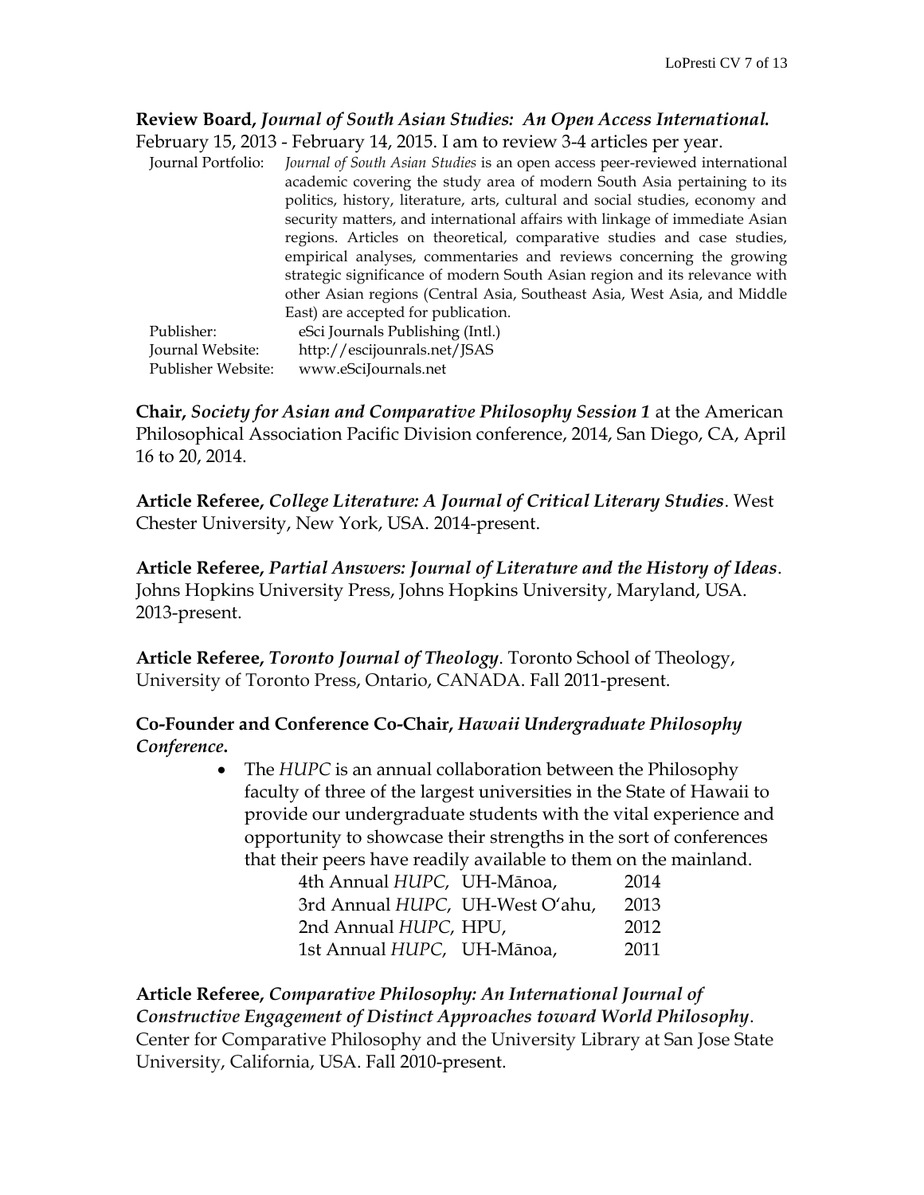**Review Board, *Journal of South Asian Studies: An Open Access International.*** February 15, 2013 - February 14, 2015. I am to review 3-4 articles per year.

| | |
|---|---|
| Journal Portfolio: | *Journal of South Asian Studies* is an open access peer-reviewed international academic covering the study area of modern South Asia pertaining to its politics, history, literature, arts, cultural and social studies, economy and security matters, and international affairs with linkage of immediate Asian regions. Articles on theoretical, comparative studies and case studies, empirical analyses, commentaries and reviews concerning the growing strategic significance of modern South Asian region and its relevance with other Asian regions (Central Asia, Southeast Asia, West Asia, and Middle East) are accepted for publication. |
| Publisher: | eSci Journals Publishing (Intl.) |
| Journal Website: | http://escijounrals.net/JSAS |
| Publisher Website: | www.eSciJournals.net |

**Chair, *Society for Asian and Comparative Philosophy Session 1*** at the American Philosophical Association Pacific Division conference, 2014, San Diego, CA, April 16 to 20, 2014.

**Article Referee, *College Literature: A Journal of Critical Literary Studies*.** West Chester University, New York, USA. 2014-present.

**Article Referee, *Partial Answers: Journal of Literature and the History of Ideas*.** Johns Hopkins University Press, Johns Hopkins University, Maryland, USA. 2013-present.

**Article Referee, *Toronto Journal of Theology*.** Toronto School of Theology, University of Toronto Press, Ontario, CANADA. Fall 2011-present.

**Co-Founder and Conference Co-Chair, *Hawaii Undergraduate Philosophy Conference*.**

- The *HUPC* is an annual collaboration between the Philosophy faculty of three of the largest universities in the State of Hawaii to provide our undergraduate students with the vital experience and opportunity to showcase their strengths in the sort of conferences that their peers have readily available to them on the mainland.

| | | |
|---|---|---|
| 4th Annual *HUPC*, | UH-Mānoa, | 2014 |
| 3rd Annual *HUPC*, | UH-West O'ahu, | 2013 |
| 2nd Annual *HUPC*, | HPU, | 2012 |
| 1st Annual *HUPC*, | UH-Mānoa, | 2011 |

**Article Referee, *Comparative Philosophy: An International Journal of Constructive Engagement of Distinct Approaches toward World Philosophy*.** Center for Comparative Philosophy and the University Library at San Jose State University, California, USA. Fall 2010-present.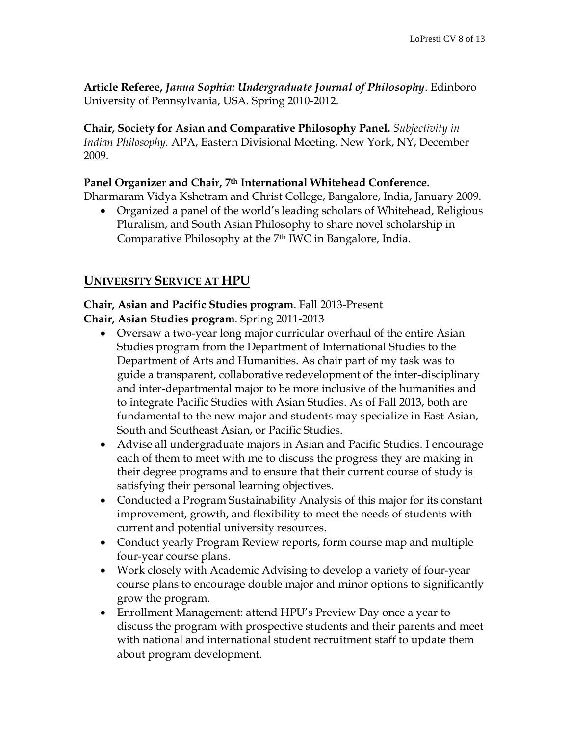**Article Referee, *Janua Sophia: Undergraduate Journal of Philosophy***. Edinboro University of Pennsylvania, USA. Spring 2010-2012.

**Chair, Society for Asian and Comparative Philosophy Panel.** *Subjectivity in Indian Philosophy.* APA, Eastern Divisional Meeting, New York, NY, December 2009.

**Panel Organizer and Chair, 7th International Whitehead Conference.**
Dharmaram Vidya Kshetram and Christ College, Bangalore, India, January 2009.

- Organized a panel of the world's leading scholars of Whitehead, Religious Pluralism, and South Asian Philosophy to share novel scholarship in Comparative Philosophy at the 7th IWC in Bangalore, India.

## UNIVERSITY SERVICE AT HPU

**Chair, Asian and Pacific Studies program**. Fall 2013-Present
**Chair, Asian Studies program**. Spring 2011-2013

- Oversaw a two-year long major curricular overhaul of the entire Asian Studies program from the Department of International Studies to the Department of Arts and Humanities. As chair part of my task was to guide a transparent, collaborative redevelopment of the inter-disciplinary and inter-departmental major to be more inclusive of the humanities and to integrate Pacific Studies with Asian Studies. As of Fall 2013, both are fundamental to the new major and students may specialize in East Asian, South and Southeast Asian, or Pacific Studies.
- Advise all undergraduate majors in Asian and Pacific Studies. I encourage each of them to meet with me to discuss the progress they are making in their degree programs and to ensure that their current course of study is satisfying their personal learning objectives.
- Conducted a Program Sustainability Analysis of this major for its constant improvement, growth, and flexibility to meet the needs of students with current and potential university resources.
- Conduct yearly Program Review reports, form course map and multiple four-year course plans.
- Work closely with Academic Advising to develop a variety of four-year course plans to encourage double major and minor options to significantly grow the program.
- Enrollment Management: attend HPU's Preview Day once a year to discuss the program with prospective students and their parents and meet with national and international student recruitment staff to update them about program development.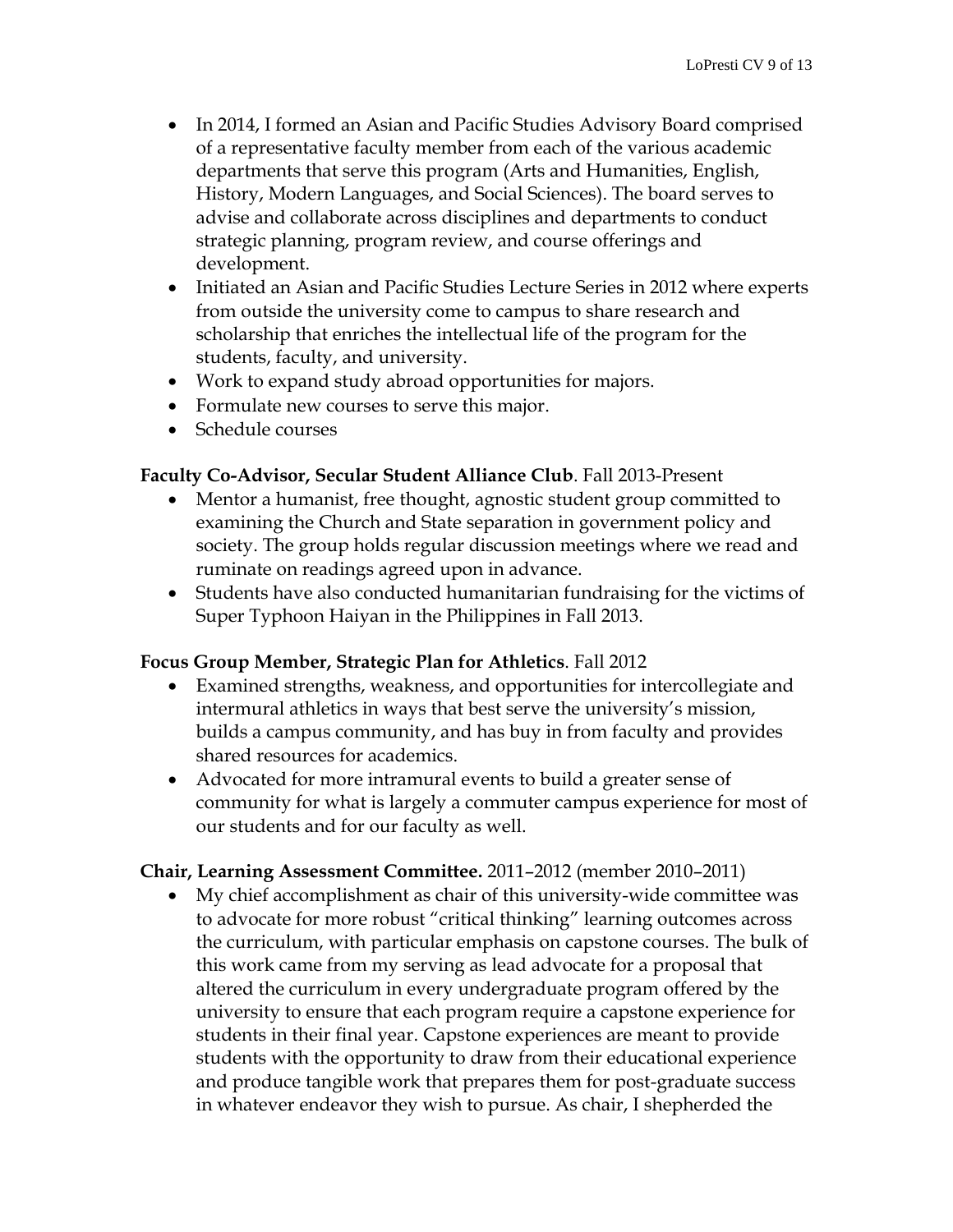- In 2014, I formed an Asian and Pacific Studies Advisory Board comprised of a representative faculty member from each of the various academic departments that serve this program (Arts and Humanities, English, History, Modern Languages, and Social Sciences). The board serves to advise and collaborate across disciplines and departments to conduct strategic planning, program review, and course offerings and development.
- Initiated an Asian and Pacific Studies Lecture Series in 2012 where experts from outside the university come to campus to share research and scholarship that enriches the intellectual life of the program for the students, faculty, and university.
- Work to expand study abroad opportunities for majors.
- Formulate new courses to serve this major.
- Schedule courses

**Faculty Co-Advisor, Secular Student Alliance Club**. Fall 2013-Present

- Mentor a humanist, free thought, agnostic student group committed to examining the Church and State separation in government policy and society. The group holds regular discussion meetings where we read and ruminate on readings agreed upon in advance.
- Students have also conducted humanitarian fundraising for the victims of Super Typhoon Haiyan in the Philippines in Fall 2013.

**Focus Group Member, Strategic Plan for Athletics**. Fall 2012

- Examined strengths, weakness, and opportunities for intercollegiate and intermural athletics in ways that best serve the university's mission, builds a campus community, and has buy in from faculty and provides shared resources for academics.
- Advocated for more intramural events to build a greater sense of community for what is largely a commuter campus experience for most of our students and for our faculty as well.

**Chair, Learning Assessment Committee.** 2011–2012 (member 2010–2011)

- My chief accomplishment as chair of this university-wide committee was to advocate for more robust "critical thinking" learning outcomes across the curriculum, with particular emphasis on capstone courses. The bulk of this work came from my serving as lead advocate for a proposal that altered the curriculum in every undergraduate program offered by the university to ensure that each program require a capstone experience for students in their final year. Capstone experiences are meant to provide students with the opportunity to draw from their educational experience and produce tangible work that prepares them for post-graduate success in whatever endeavor they wish to pursue. As chair, I shepherded the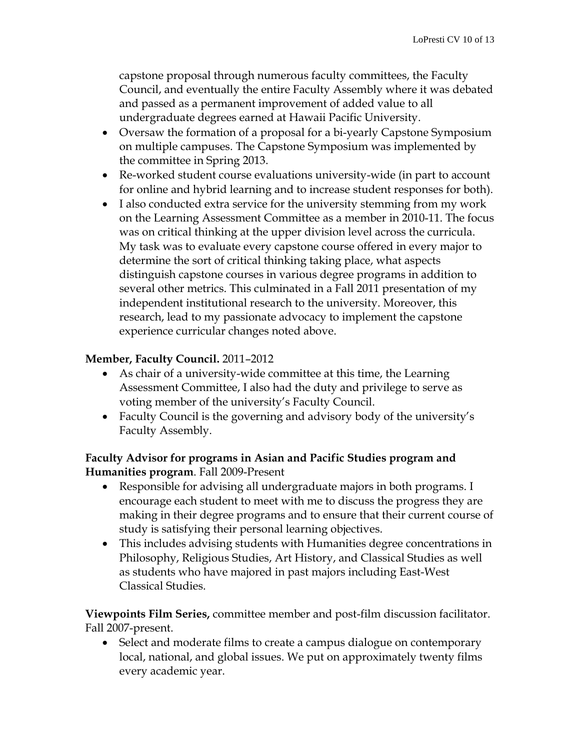capstone proposal through numerous faculty committees, the Faculty Council, and eventually the entire Faculty Assembly where it was debated and passed as a permanent improvement of added value to all undergraduate degrees earned at Hawaii Pacific University.

- Oversaw the formation of a proposal for a bi-yearly Capstone Symposium on multiple campuses. The Capstone Symposium was implemented by the committee in Spring 2013.
- Re-worked student course evaluations university-wide (in part to account for online and hybrid learning and to increase student responses for both).
- I also conducted extra service for the university stemming from my work on the Learning Assessment Committee as a member in 2010-11. The focus was on critical thinking at the upper division level across the curricula. My task was to evaluate every capstone course offered in every major to determine the sort of critical thinking taking place, what aspects distinguish capstone courses in various degree programs in addition to several other metrics. This culminated in a Fall 2011 presentation of my independent institutional research to the university. Moreover, this research, lead to my passionate advocacy to implement the capstone experience curricular changes noted above.

**Member, Faculty Council.** 2011–2012

- As chair of a university-wide committee at this time, the Learning Assessment Committee, I also had the duty and privilege to serve as voting member of the university's Faculty Council.
- Faculty Council is the governing and advisory body of the university's Faculty Assembly.

**Faculty Advisor for programs in Asian and Pacific Studies program and Humanities program**. Fall 2009-Present

- Responsible for advising all undergraduate majors in both programs. I encourage each student to meet with me to discuss the progress they are making in their degree programs and to ensure that their current course of study is satisfying their personal learning objectives.
- This includes advising students with Humanities degree concentrations in Philosophy, Religious Studies, Art History, and Classical Studies as well as students who have majored in past majors including East-West Classical Studies.

**Viewpoints Film Series,** committee member and post-film discussion facilitator. Fall 2007-present.

- Select and moderate films to create a campus dialogue on contemporary local, national, and global issues. We put on approximately twenty films every academic year.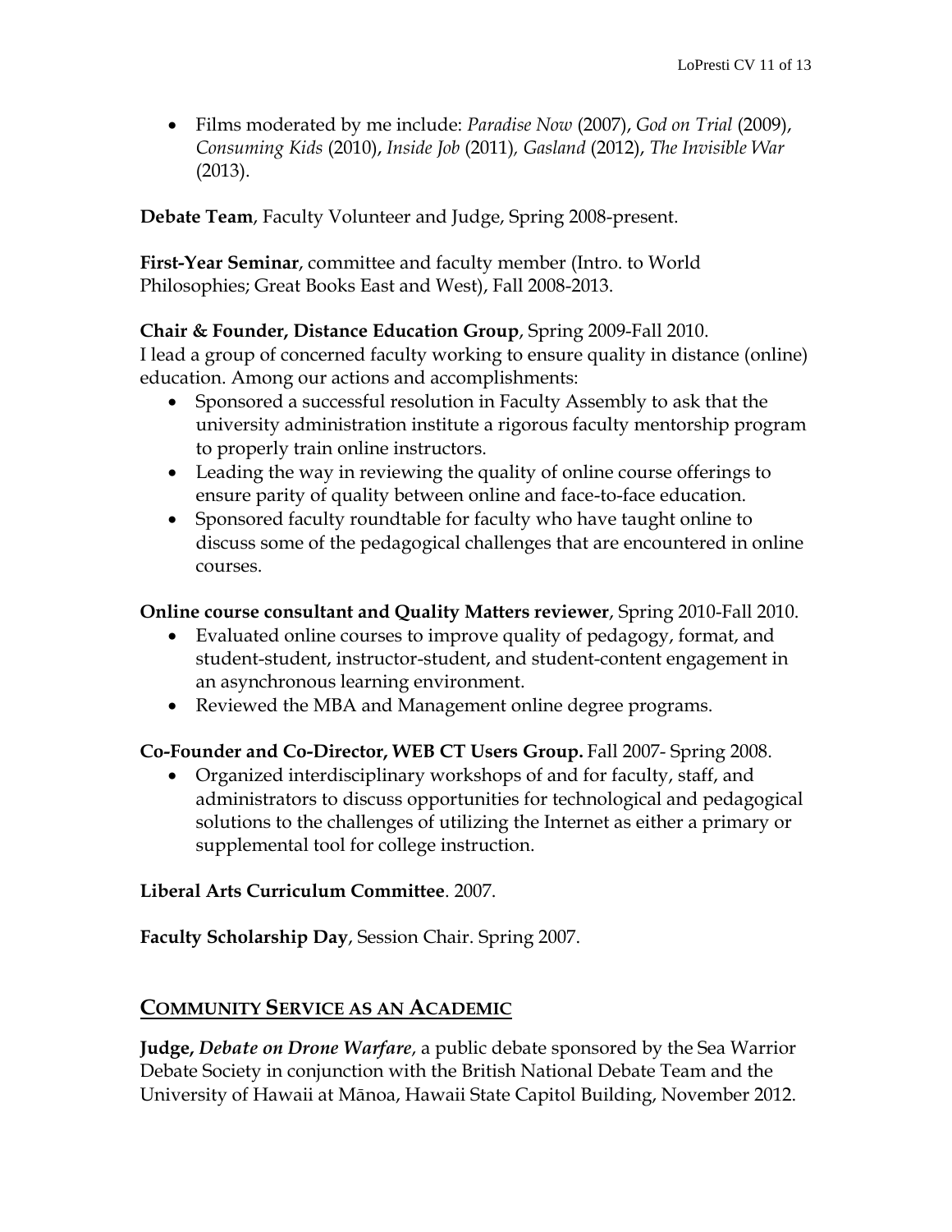- Films moderated by me include: *Paradise Now* (2007), *God on Trial* (2009), *Consuming Kids* (2010), *Inside Job* (2011), *Gasland* (2012), *The Invisible War* (2013).

**Debate Team**, Faculty Volunteer and Judge, Spring 2008-present.

**First-Year Seminar**, committee and faculty member (Intro. to World Philosophies; Great Books East and West), Fall 2008-2013.

**Chair & Founder, Distance Education Group**, Spring 2009-Fall 2010.
I lead a group of concerned faculty working to ensure quality in distance (online) education. Among our actions and accomplishments:

- Sponsored a successful resolution in Faculty Assembly to ask that the university administration institute a rigorous faculty mentorship program to properly train online instructors.
- Leading the way in reviewing the quality of online course offerings to ensure parity of quality between online and face-to-face education.
- Sponsored faculty roundtable for faculty who have taught online to discuss some of the pedagogical challenges that are encountered in online courses.

**Online course consultant and Quality Matters reviewer**, Spring 2010-Fall 2010.

- Evaluated online courses to improve quality of pedagogy, format, and student-student, instructor-student, and student-content engagement in an asynchronous learning environment.
- Reviewed the MBA and Management online degree programs.

**Co-Founder and Co-Director, WEB CT Users Group.** Fall 2007- Spring 2008.

- Organized interdisciplinary workshops of and for faculty, staff, and administrators to discuss opportunities for technological and pedagogical solutions to the challenges of utilizing the Internet as either a primary or supplemental tool for college instruction.

**Liberal Arts Curriculum Committee**. 2007.

**Faculty Scholarship Day**, Session Chair. Spring 2007.

## COMMUNITY SERVICE AS AN ACADEMIC

**Judge, *Debate on Drone Warfare***, a public debate sponsored by the Sea Warrior Debate Society in conjunction with the British National Debate Team and the University of Hawaii at Mānoa, Hawaii State Capitol Building, November 2012.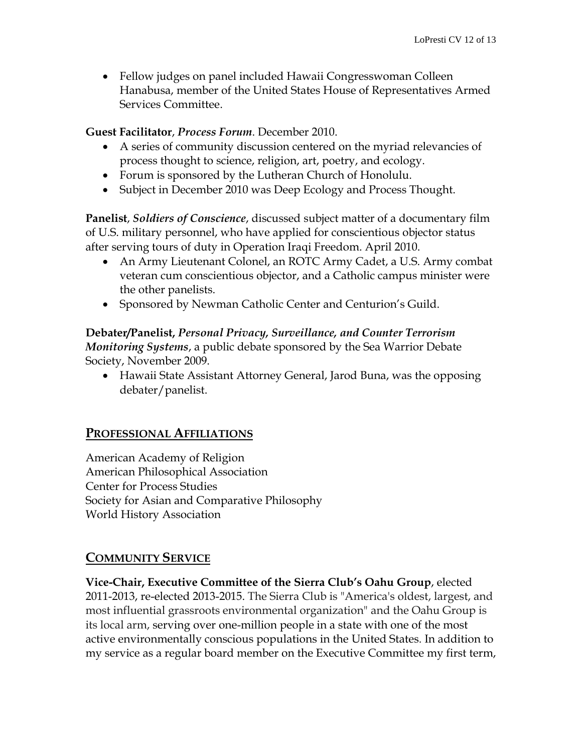- Fellow judges on panel included Hawaii Congresswoman Colleen Hanabusa, member of the United States House of Representatives Armed Services Committee.

**Guest Facilitator**, ***Process Forum***. December 2010.

- A series of community discussion centered on the myriad relevancies of process thought to science, religion, art, poetry, and ecology.
- Forum is sponsored by the Lutheran Church of Honolulu.
- Subject in December 2010 was Deep Ecology and Process Thought.

**Panelist**, ***Soldiers of Conscience***, discussed subject matter of a documentary film of U.S. military personnel, who have applied for conscientious objector status after serving tours of duty in Operation Iraqi Freedom. April 2010.

- An Army Lieutenant Colonel, an ROTC Army Cadet, a U.S. Army combat veteran cum conscientious objector, and a Catholic campus minister were the other panelists.
- Sponsored by Newman Catholic Center and Centurion's Guild.

**Debater/Panelist, *Personal Privacy, Surveillance, and Counter Terrorism Monitoring Systems***, a public debate sponsored by the Sea Warrior Debate Society, November 2009.

- Hawaii State Assistant Attorney General, Jarod Buna, was the opposing debater/panelist.

## PROFESSIONAL AFFILIATIONS

American Academy of Religion
American Philosophical Association
Center for Process Studies
Society for Asian and Comparative Philosophy
World History Association

## COMMUNITY SERVICE

**Vice-Chair, Executive Committee of the Sierra Club's Oahu Group**, elected 2011-2013, re-elected 2013-2015. The Sierra Club is "America's oldest, largest, and most influential grassroots environmental organization" and the Oahu Group is its local arm, serving over one-million people in a state with one of the most active environmentally conscious populations in the United States. In addition to my service as a regular board member on the Executive Committee my first term,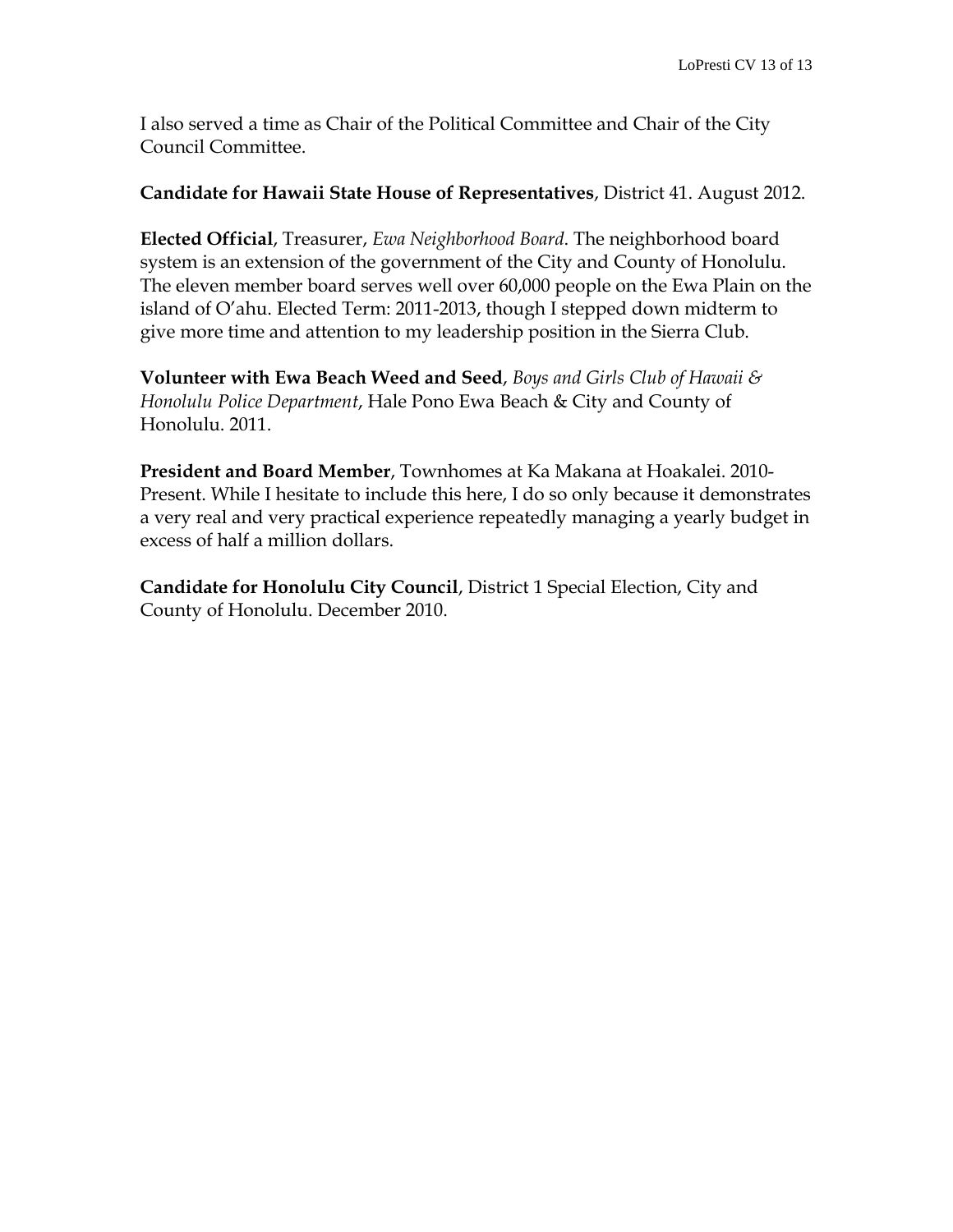I also served a time as Chair of the Political Committee and Chair of the City Council Committee.

**Candidate for Hawaii State House of Representatives**, District 41. August 2012.

**Elected Official**, Treasurer, *Ewa Neighborhood Board*. The neighborhood board system is an extension of the government of the City and County of Honolulu. The eleven member board serves well over 60,000 people on the Ewa Plain on the island of O'ahu. Elected Term: 2011-2013, though I stepped down midterm to give more time and attention to my leadership position in the Sierra Club.

**Volunteer with Ewa Beach Weed and Seed**, *Boys and Girls Club of Hawaii & Honolulu Police Department*, Hale Pono Ewa Beach & City and County of Honolulu. 2011.

**President and Board Member**, Townhomes at Ka Makana at Hoakalei. 2010-Present. While I hesitate to include this here, I do so only because it demonstrates a very real and very practical experience repeatedly managing a yearly budget in excess of half a million dollars.

**Candidate for Honolulu City Council**, District 1 Special Election, City and County of Honolulu. December 2010.